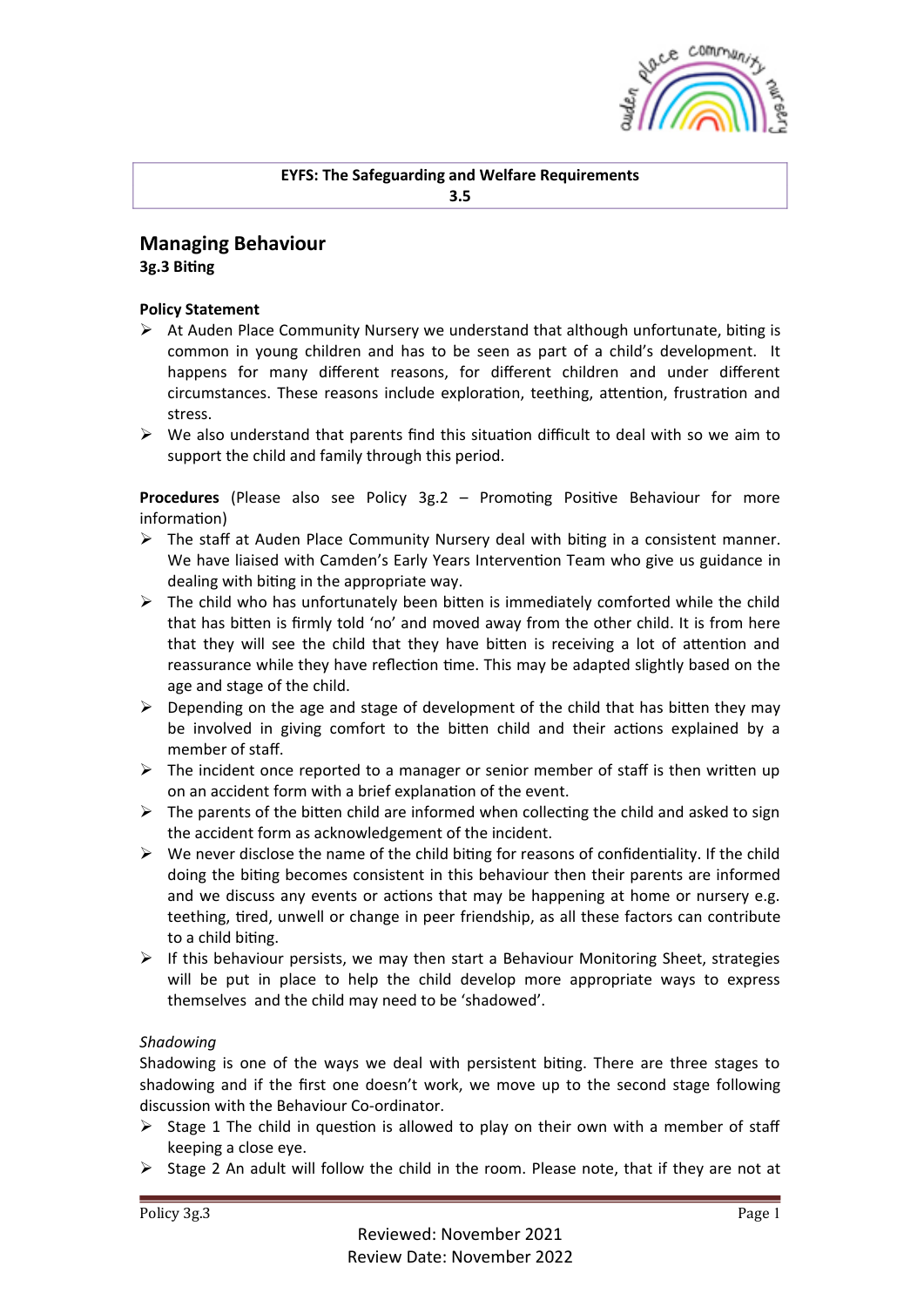**EYFS: The Safeguarding and Welfare Requirements**
**3.5**

## Managing Behaviour

**3g.3 Biting**

**Policy Statement**

- At Auden Place Community Nursery we understand that although unfortunate, biting is common in young children and has to be seen as part of a child's development. It happens for many different reasons, for different children and under different circumstances. These reasons include exploration, teething, attention, frustration and stress.
- We also understand that parents find this situation difficult to deal with so we aim to support the child and family through this period.

**Procedures** (Please also see Policy 3g.2 – Promoting Positive Behaviour for more information)

- The staff at Auden Place Community Nursery deal with biting in a consistent manner. We have liaised with Camden's Early Years Intervention Team who give us guidance in dealing with biting in the appropriate way.
- The child who has unfortunately been bitten is immediately comforted while the child that has bitten is firmly told 'no' and moved away from the other child. It is from here that they will see the child that they have bitten is receiving a lot of attention and reassurance while they have reflection time. This may be adapted slightly based on the age and stage of the child.
- Depending on the age and stage of development of the child that has bitten they may be involved in giving comfort to the bitten child and their actions explained by a member of staff.
- The incident once reported to a manager or senior member of staff is then written up on an accident form with a brief explanation of the event.
- The parents of the bitten child are informed when collecting the child and asked to sign the accident form as acknowledgement of the incident.
- We never disclose the name of the child biting for reasons of confidentiality. If the child doing the biting becomes consistent in this behaviour then their parents are informed and we discuss any events or actions that may be happening at home or nursery e.g. teething, tired, unwell or change in peer friendship, as all these factors can contribute to a child biting.
- If this behaviour persists, we may then start a Behaviour Monitoring Sheet, strategies will be put in place to help the child develop more appropriate ways to express themselves and the child may need to be 'shadowed'.

*Shadowing*

Shadowing is one of the ways we deal with persistent biting. There are three stages to shadowing and if the first one doesn't work, we move up to the second stage following discussion with the Behaviour Co-ordinator.

- Stage 1 The child in question is allowed to play on their own with a member of staff keeping a close eye.
- Stage 2 An adult will follow the child in the room. Please note, that if they are not at

Reviewed: November 2021
Review Date: November 2022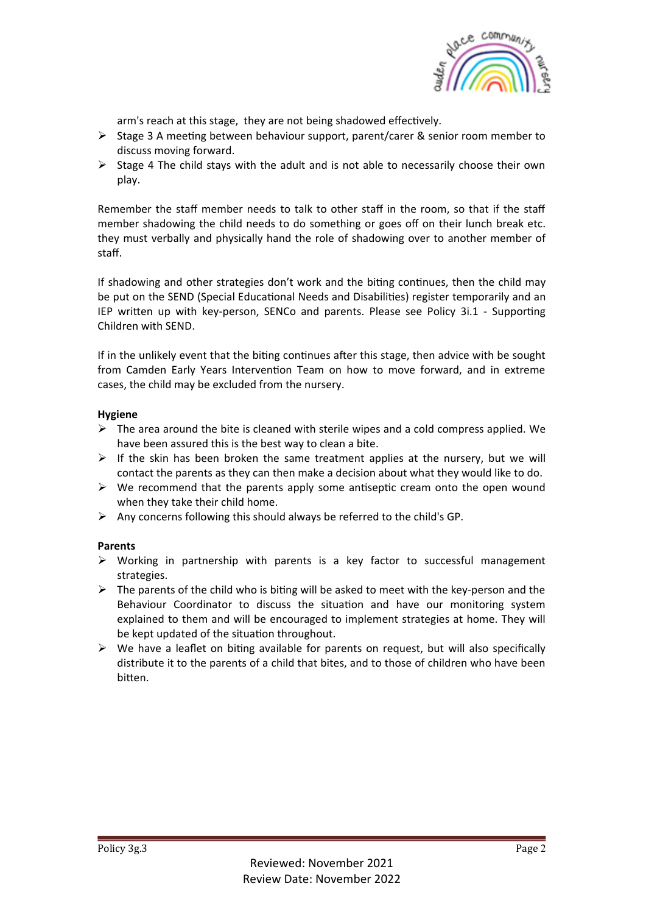arm's reach at this stage, they are not being shadowed effectively.

- Stage 3 A meeting between behaviour support, parent/carer & senior room member to discuss moving forward.
- Stage 4 The child stays with the adult and is not able to necessarily choose their own play.

Remember the staff member needs to talk to other staff in the room, so that if the staff member shadowing the child needs to do something or goes off on their lunch break etc. they must verbally and physically hand the role of shadowing over to another member of staff.

If shadowing and other strategies don't work and the biting continues, then the child may be put on the SEND (Special Educational Needs and Disabilities) register temporarily and an IEP written up with key-person, SENCo and parents. Please see Policy 3i.1 - Supporting Children with SEND.

If in the unlikely event that the biting continues after this stage, then advice with be sought from Camden Early Years Intervention Team on how to move forward, and in extreme cases, the child may be excluded from the nursery.

**Hygiene**

- The area around the bite is cleaned with sterile wipes and a cold compress applied. We have been assured this is the best way to clean a bite.
- If the skin has been broken the same treatment applies at the nursery, but we will contact the parents as they can then make a decision about what they would like to do.
- We recommend that the parents apply some antiseptic cream onto the open wound when they take their child home.
- Any concerns following this should always be referred to the child's GP.

**Parents**

- Working in partnership with parents is a key factor to successful management strategies.
- The parents of the child who is biting will be asked to meet with the key-person and the Behaviour Coordinator to discuss the situation and have our monitoring system explained to them and will be encouraged to implement strategies at home. They will be kept updated of the situation throughout.
- We have a leaflet on biting available for parents on request, but will also specifically distribute it to the parents of a child that bites, and to those of children who have been bitten.

Reviewed: November 2021
Review Date: November 2022